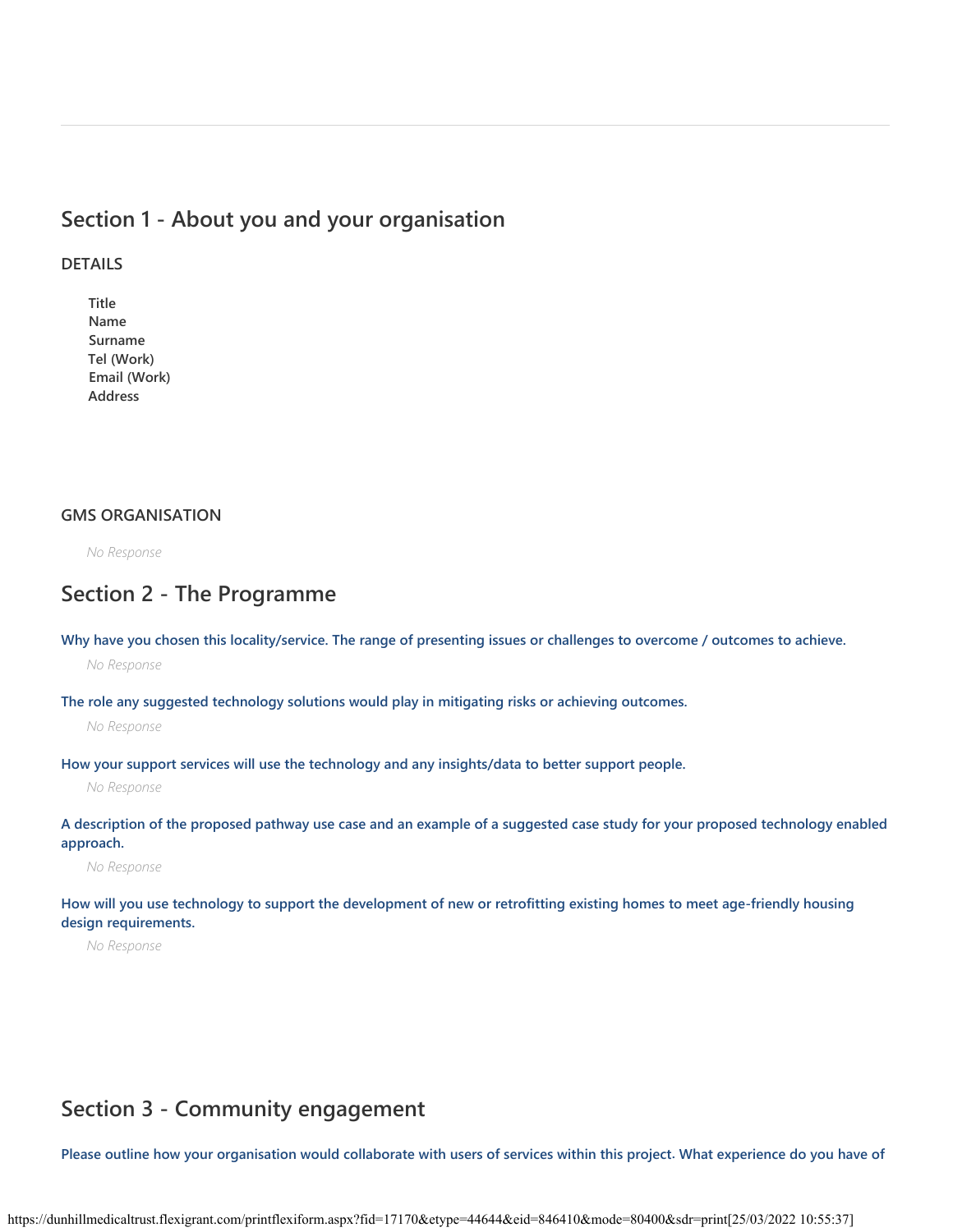## Section 1 - About you and your organisation

### DETAILS

Title
Name
Surname
Tel (Work)
Email (Work)
Address

### GMS ORGANISATION

*No Response*

## Section 2 - The Programme

**Why have you chosen this locality/service. The range of presenting issues or challenges to overcome / outcomes to achieve.**

*No Response*

**The role any suggested technology solutions would play in mitigating risks or achieving outcomes.**

*No Response*

**How your support services will use the technology and any insights/data to better support people.**

*No Response*

**A description of the proposed pathway use case and an example of a suggested case study for your proposed technology enabled approach.**

*No Response*

**How will you use technology to support the development of new or retrofitting existing homes to meet age-friendly housing design requirements.**

*No Response*

## Section 3 - Community engagement

**Please outline how your organisation would collaborate with users of services within this project. What experience do you have of**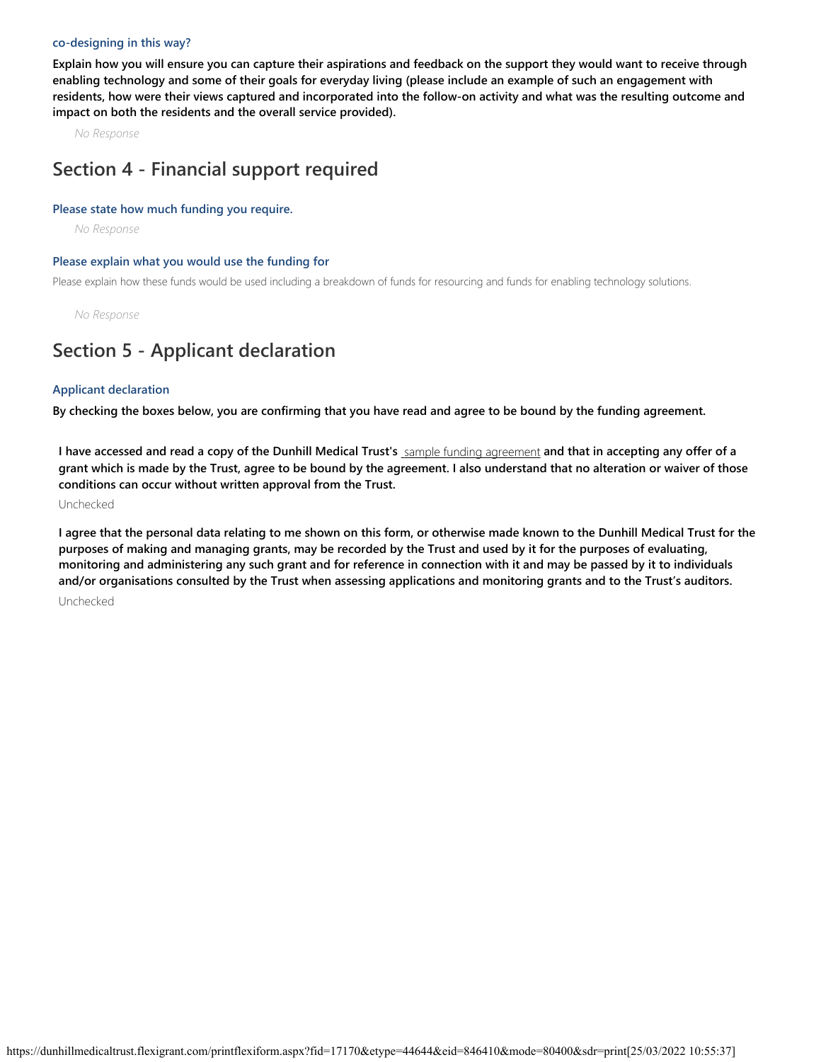### co-designing in this way?

**Explain how you will ensure you can capture their aspirations and feedback on the support they would want to receive through enabling technology and some of their goals for everyday living (please include an example of such an engagement with residents, how were their views captured and incorporated into the follow-on activity and what was the resulting outcome and impact on both the residents and the overall service provided).**

*No Response*

## Section 4 - Financial support required

### Please state how much funding you require.

*No Response*

### Please explain what you would use the funding for

Please explain how these funds would be used including a breakdown of funds for resourcing and funds for enabling technology solutions.

*No Response*

## Section 5 - Applicant declaration

### Applicant declaration

**By checking the boxes below, you are confirming that you have read and agree to be bound by the funding agreement.**

**I have accessed and read a copy of the Dunhill Medical Trust's** sample funding agreement **and that in accepting any offer of a grant which is made by the Trust, agree to be bound by the agreement. I also understand that no alteration or waiver of those conditions can occur without written approval from the Trust.**

Unchecked

**I agree that the personal data relating to me shown on this form, or otherwise made known to the Dunhill Medical Trust for the purposes of making and managing grants, may be recorded by the Trust and used by it for the purposes of evaluating, monitoring and administering any such grant and for reference in connection with it and may be passed by it to individuals and/or organisations consulted by the Trust when assessing applications and monitoring grants and to the Trust's auditors.**

Unchecked